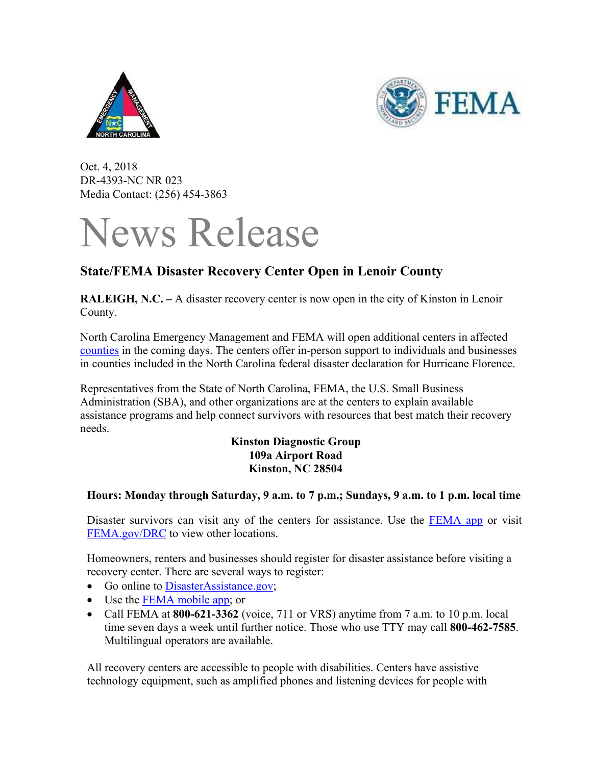Oct. 4, 2018
DR-4393-NC NR 023
Media Contact: (256) 454-3863

# News Release

## State/FEMA Disaster Recovery Center Open in Lenoir County

**RALEIGH, N.C. –** A disaster recovery center is now open in the city of Kinston in Lenoir County.

North Carolina Emergency Management and FEMA will open additional centers in affected counties in the coming days. The centers offer in-person support to individuals and businesses in counties included in the North Carolina federal disaster declaration for Hurricane Florence.

Representatives from the State of North Carolina, FEMA, the U.S. Small Business Administration (SBA), and other organizations are at the centers to explain available assistance programs and help connect survivors with resources that best match their recovery needs.

**Kinston Diagnostic Group**
**109a Airport Road**
**Kinston, NC 28504**

**Hours: Monday through Saturday, 9 a.m. to 7 p.m.; Sundays, 9 a.m. to 1 p.m. local time**

Disaster survivors can visit any of the centers for assistance. Use the FEMA app or visit FEMA.gov/DRC to view other locations.

Homeowners, renters and businesses should register for disaster assistance before visiting a recovery center. There are several ways to register:

- Go online to DisasterAssistance.gov;
- Use the FEMA mobile app; or
- Call FEMA at **800-621-3362** (voice, 711 or VRS) anytime from 7 a.m. to 10 p.m. local time seven days a week until further notice. Those who use TTY may call **800-462-7585**. Multilingual operators are available.

All recovery centers are accessible to people with disabilities. Centers have assistive technology equipment, such as amplified phones and listening devices for people with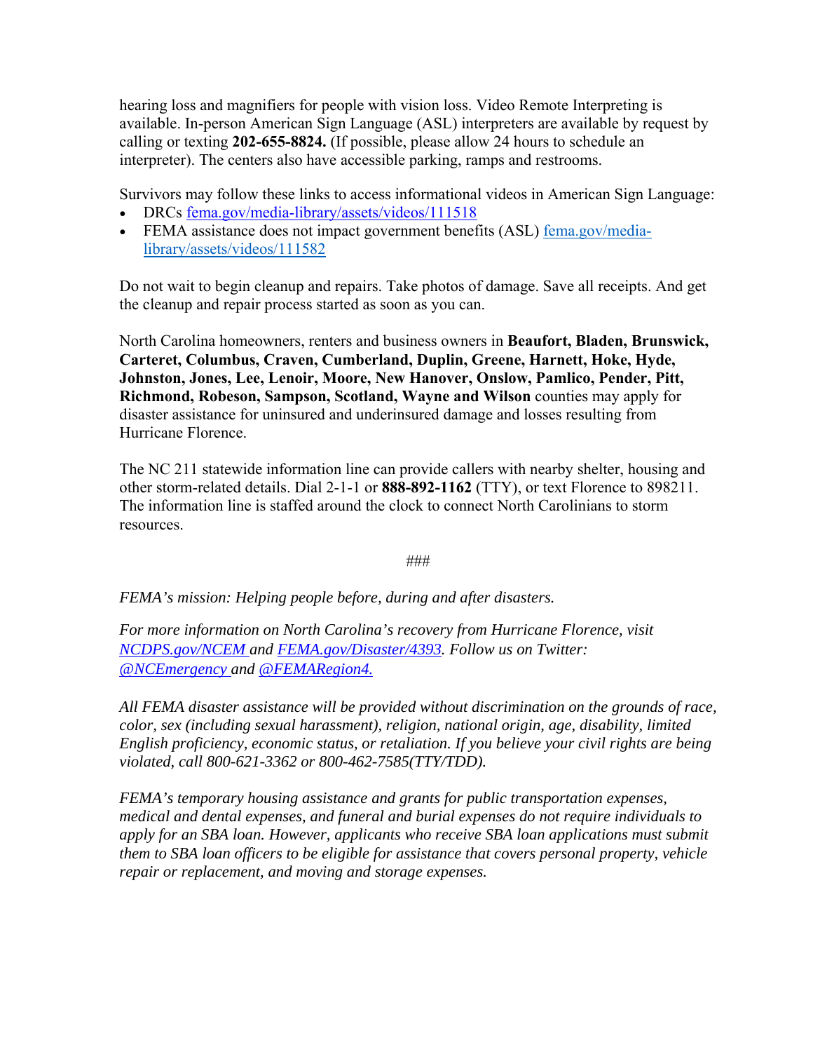hearing loss and magnifiers for people with vision loss. Video Remote Interpreting is available. In-person American Sign Language (ASL) interpreters are available by request by calling or texting **202-655-8824.** (If possible, please allow 24 hours to schedule an interpreter). The centers also have accessible parking, ramps and restrooms.

Survivors may follow these links to access informational videos in American Sign Language:

- DRCs [fema.gov/media-library/assets/videos/111518](fema.gov/media-library/assets/videos/111518)
- FEMA assistance does not impact government benefits (ASL) [fema.gov/media-library/assets/videos/111582](fema.gov/media-library/assets/videos/111582)

Do not wait to begin cleanup and repairs. Take photos of damage. Save all receipts. And get the cleanup and repair process started as soon as you can.

North Carolina homeowners, renters and business owners in **Beaufort, Bladen, Brunswick, Carteret, Columbus, Craven, Cumberland, Duplin, Greene, Harnett, Hoke, Hyde, Johnston, Jones, Lee, Lenoir, Moore, New Hanover, Onslow, Pamlico, Pender, Pitt, Richmond, Robeson, Sampson, Scotland, Wayne and Wilson** counties may apply for disaster assistance for uninsured and underinsured damage and losses resulting from Hurricane Florence.

The NC 211 statewide information line can provide callers with nearby shelter, housing and other storm-related details. Dial 2-1-1 or **888-892-1162** (TTY), or text Florence to 898211. The information line is staffed around the clock to connect North Carolinians to storm resources.

###

*FEMA's mission: Helping people before, during and after disasters.*

*For more information on North Carolina's recovery from Hurricane Florence, visit [NCDPS.gov/NCEM](NCDPS.gov/NCEM) and [FEMA.gov/Disaster/4393](FEMA.gov/Disaster/4393). Follow us on Twitter: @NCEmergency and @FEMARegion4.*

*All FEMA disaster assistance will be provided without discrimination on the grounds of race, color, sex (including sexual harassment), religion, national origin, age, disability, limited English proficiency, economic status, or retaliation. If you believe your civil rights are being violated, call 800-621-3362 or 800-462-7585(TTY/TDD).*

*FEMA's temporary housing assistance and grants for public transportation expenses, medical and dental expenses, and funeral and burial expenses do not require individuals to apply for an SBA loan. However, applicants who receive SBA loan applications must submit them to SBA loan officers to be eligible for assistance that covers personal property, vehicle repair or replacement, and moving and storage expenses.*